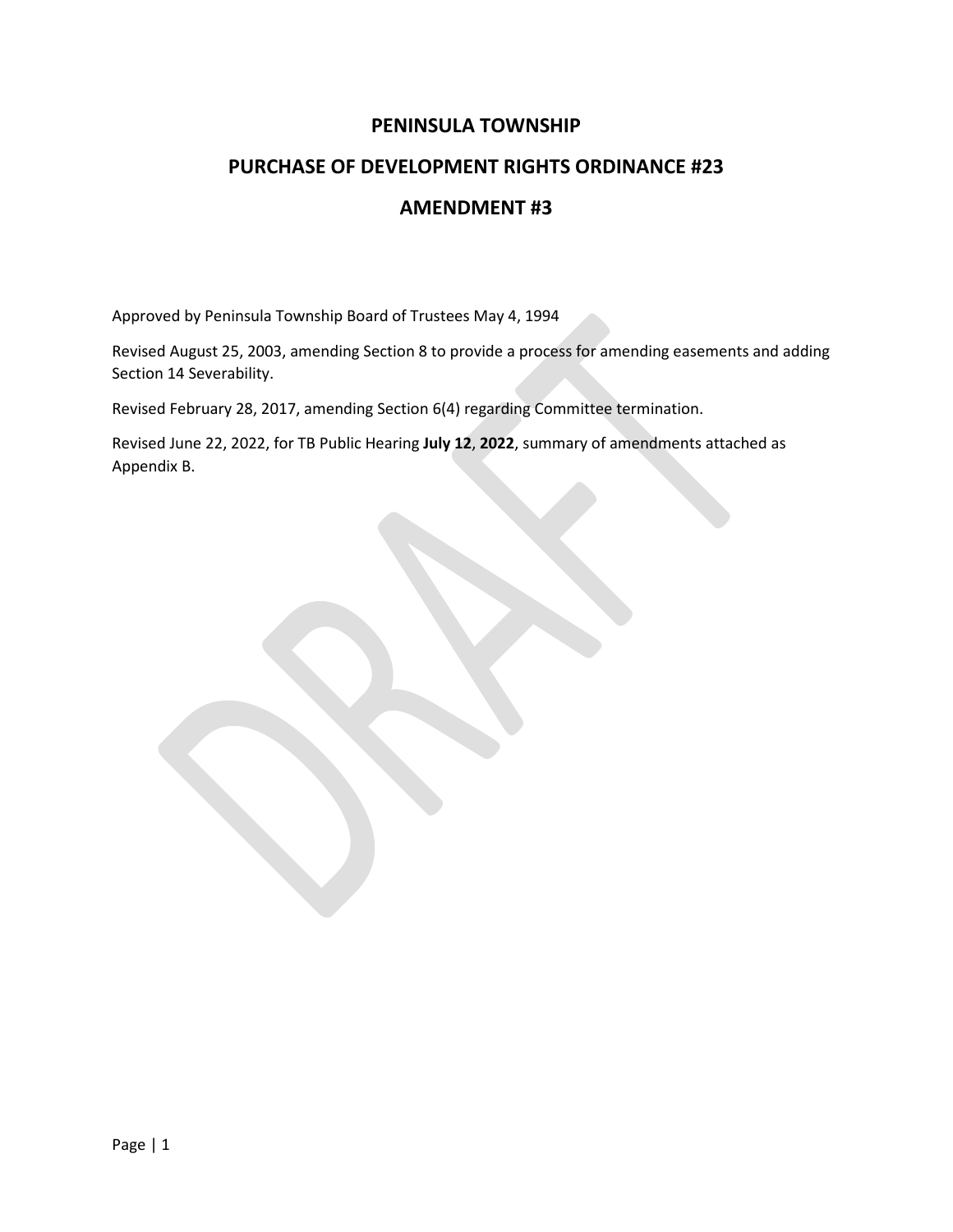# PENINSULA TOWNSHIP

# PURCHASE OF DEVELOPMENT RIGHTS ORDINANCE #23

# AMENDMENT #3

Approved by Peninsula Township Board of Trustees May 4, 1994

Revised August 25, 2003, amending Section 8 to provide a process for amending easements and adding Section 14 Severability.

Revised February 28, 2017, amending Section 6(4) regarding Committee termination.

Revised June 22, 2022, for TB Public Hearing **July 12**, **2022**, summary of amendments attached as Appendix B.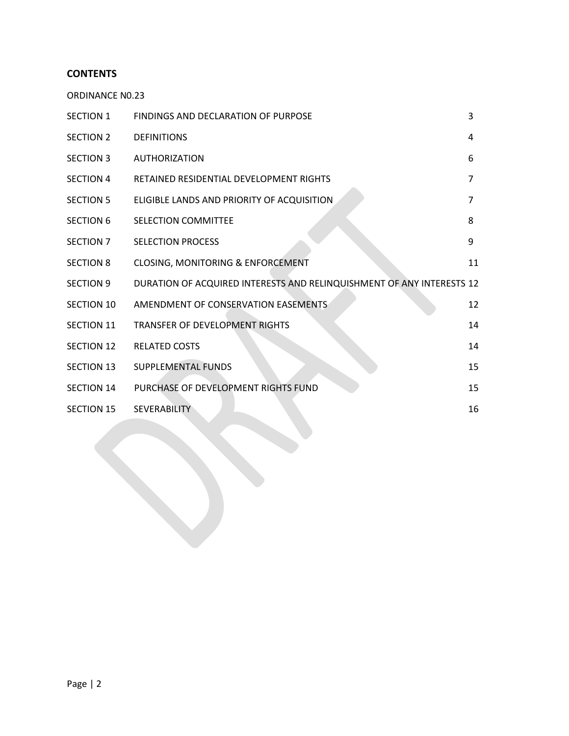**CONTENTS**

ORDINANCE N0.23

| | | |
|---|---|---|
| SECTION 1 | FINDINGS AND DECLARATION OF PURPOSE | 3 |
| SECTION 2 | DEFINITIONS | 4 |
| SECTION 3 | AUTHORIZATION | 6 |
| SECTION 4 | RETAINED RESIDENTIAL DEVELOPMENT RIGHTS | 7 |
| SECTION 5 | ELIGIBLE LANDS AND PRIORITY OF ACQUISITION | 7 |
| SECTION 6 | SELECTION COMMITTEE | 8 |
| SECTION 7 | SELECTION PROCESS | 9 |
| SECTION 8 | CLOSING, MONITORING & ENFORCEMENT | 11 |
| SECTION 9 | DURATION OF ACQUIRED INTERESTS AND RELINQUISHMENT OF ANY INTERESTS | 12 |
| SECTION 10 | AMENDMENT OF CONSERVATION EASEMENTS | 12 |
| SECTION 11 | TRANSFER OF DEVELOPMENT RIGHTS | 14 |
| SECTION 12 | RELATED COSTS | 14 |
| SECTION 13 | SUPPLEMENTAL FUNDS | 15 |
| SECTION 14 | PURCHASE OF DEVELOPMENT RIGHTS FUND | 15 |
| SECTION 15 | SEVERABILITY | 16 |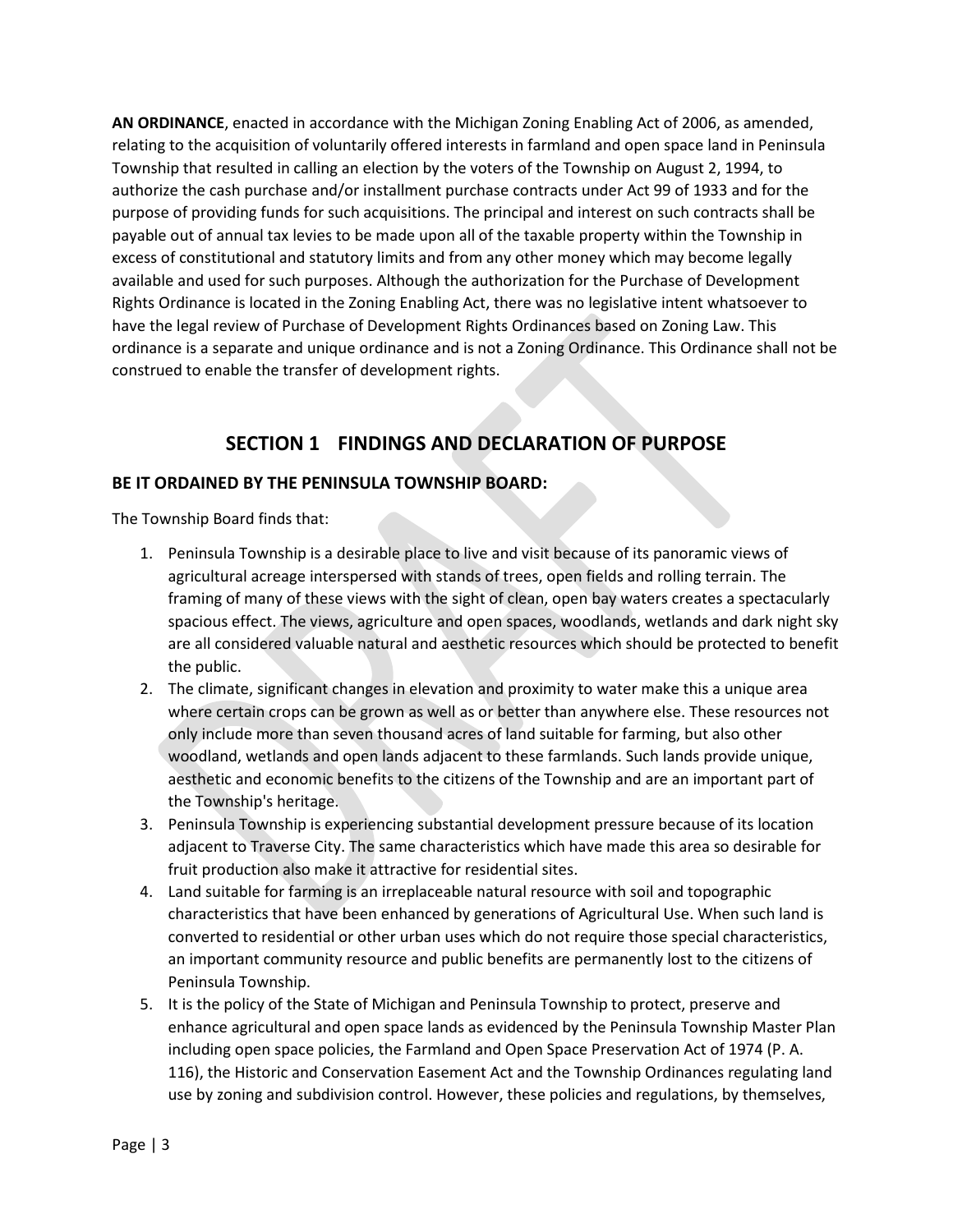**AN ORDINANCE**, enacted in accordance with the Michigan Zoning Enabling Act of 2006, as amended, relating to the acquisition of voluntarily offered interests in farmland and open space land in Peninsula Township that resulted in calling an election by the voters of the Township on August 2, 1994, to authorize the cash purchase and/or installment purchase contracts under Act 99 of 1933 and for the purpose of providing funds for such acquisitions. The principal and interest on such contracts shall be payable out of annual tax levies to be made upon all of the taxable property within the Township in excess of constitutional and statutory limits and from any other money which may become legally available and used for such purposes. Although the authorization for the Purchase of Development Rights Ordinance is located in the Zoning Enabling Act, there was no legislative intent whatsoever to have the legal review of Purchase of Development Rights Ordinances based on Zoning Law. This ordinance is a separate and unique ordinance and is not a Zoning Ordinance. This Ordinance shall not be construed to enable the transfer of development rights.

## SECTION 1 FINDINGS AND DECLARATION OF PURPOSE

**BE IT ORDAINED BY THE PENINSULA TOWNSHIP BOARD:**

The Township Board finds that:

1. Peninsula Township is a desirable place to live and visit because of its panoramic views of agricultural acreage interspersed with stands of trees, open fields and rolling terrain. The framing of many of these views with the sight of clean, open bay waters creates a spectacularly spacious effect. The views, agriculture and open spaces, woodlands, wetlands and dark night sky are all considered valuable natural and aesthetic resources which should be protected to benefit the public.
2. The climate, significant changes in elevation and proximity to water make this a unique area where certain crops can be grown as well as or better than anywhere else. These resources not only include more than seven thousand acres of land suitable for farming, but also other woodland, wetlands and open lands adjacent to these farmlands. Such lands provide unique, aesthetic and economic benefits to the citizens of the Township and are an important part of the Township's heritage.
3. Peninsula Township is experiencing substantial development pressure because of its location adjacent to Traverse City. The same characteristics which have made this area so desirable for fruit production also make it attractive for residential sites.
4. Land suitable for farming is an irreplaceable natural resource with soil and topographic characteristics that have been enhanced by generations of Agricultural Use. When such land is converted to residential or other urban uses which do not require those special characteristics, an important community resource and public benefits are permanently lost to the citizens of Peninsula Township.
5. It is the policy of the State of Michigan and Peninsula Township to protect, preserve and enhance agricultural and open space lands as evidenced by the Peninsula Township Master Plan including open space policies, the Farmland and Open Space Preservation Act of 1974 (P. A. 116), the Historic and Conservation Easement Act and the Township Ordinances regulating land use by zoning and subdivision control. However, these policies and regulations, by themselves,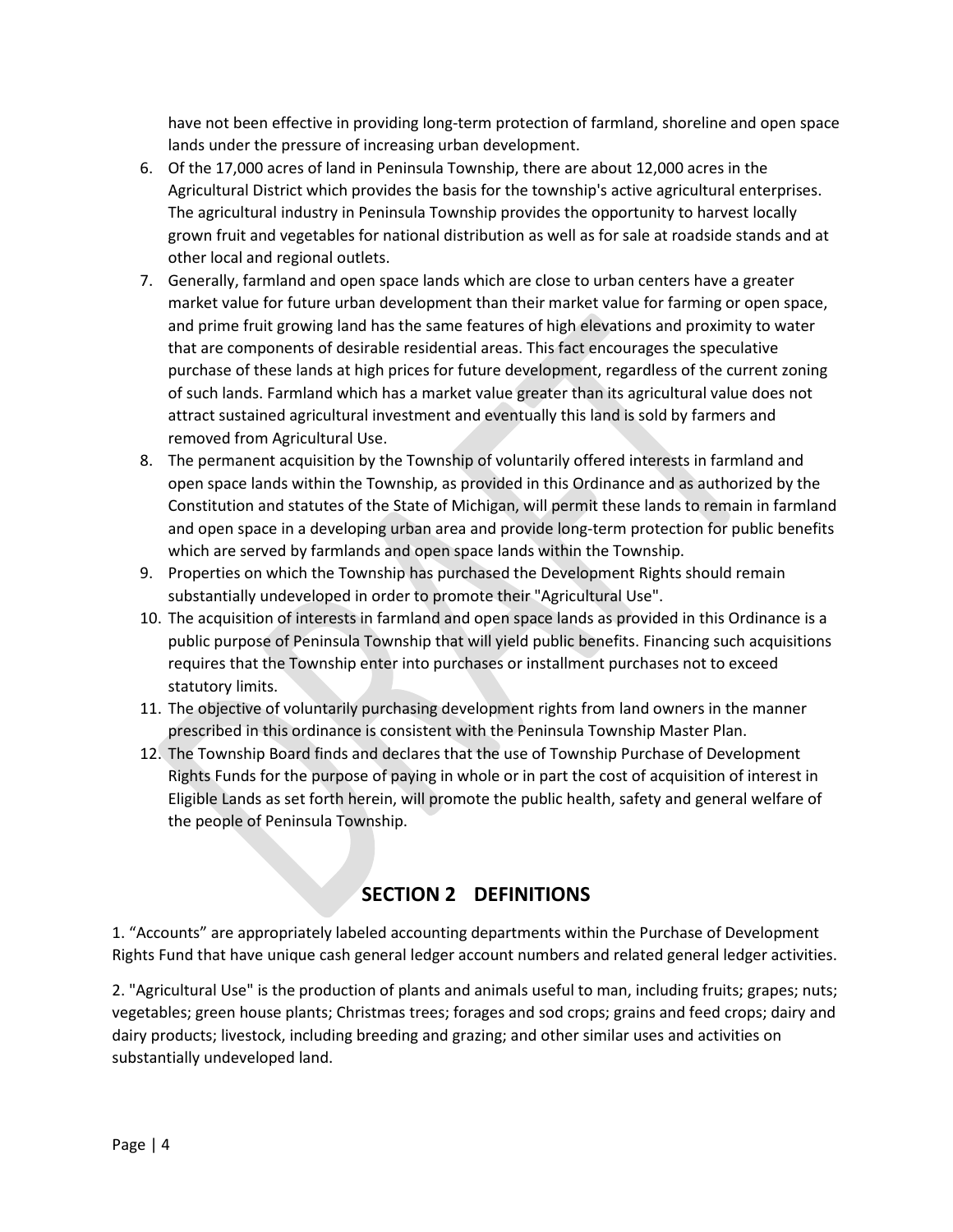have not been effective in providing long-term protection of farmland, shoreline and open space lands under the pressure of increasing urban development.

6. Of the 17,000 acres of land in Peninsula Township, there are about 12,000 acres in the Agricultural District which provides the basis for the township's active agricultural enterprises. The agricultural industry in Peninsula Township provides the opportunity to harvest locally grown fruit and vegetables for national distribution as well as for sale at roadside stands and at other local and regional outlets.
7. Generally, farmland and open space lands which are close to urban centers have a greater market value for future urban development than their market value for farming or open space, and prime fruit growing land has the same features of high elevations and proximity to water that are components of desirable residential areas. This fact encourages the speculative purchase of these lands at high prices for future development, regardless of the current zoning of such lands. Farmland which has a market value greater than its agricultural value does not attract sustained agricultural investment and eventually this land is sold by farmers and removed from Agricultural Use.
8. The permanent acquisition by the Township of voluntarily offered interests in farmland and open space lands within the Township, as provided in this Ordinance and as authorized by the Constitution and statutes of the State of Michigan, will permit these lands to remain in farmland and open space in a developing urban area and provide long-term protection for public benefits which are served by farmlands and open space lands within the Township.
9. Properties on which the Township has purchased the Development Rights should remain substantially undeveloped in order to promote their "Agricultural Use".
10. The acquisition of interests in farmland and open space lands as provided in this Ordinance is a public purpose of Peninsula Township that will yield public benefits. Financing such acquisitions requires that the Township enter into purchases or installment purchases not to exceed statutory limits.
11. The objective of voluntarily purchasing development rights from land owners in the manner prescribed in this ordinance is consistent with the Peninsula Township Master Plan.
12. The Township Board finds and declares that the use of Township Purchase of Development Rights Funds for the purpose of paying in whole or in part the cost of acquisition of interest in Eligible Lands as set forth herein, will promote the public health, safety and general welfare of the people of Peninsula Township.

## SECTION 2 DEFINITIONS

1. "Accounts" are appropriately labeled accounting departments within the Purchase of Development Rights Fund that have unique cash general ledger account numbers and related general ledger activities.

2. "Agricultural Use" is the production of plants and animals useful to man, including fruits; grapes; nuts; vegetables; green house plants; Christmas trees; forages and sod crops; grains and feed crops; dairy and dairy products; livestock, including breeding and grazing; and other similar uses and activities on substantially undeveloped land.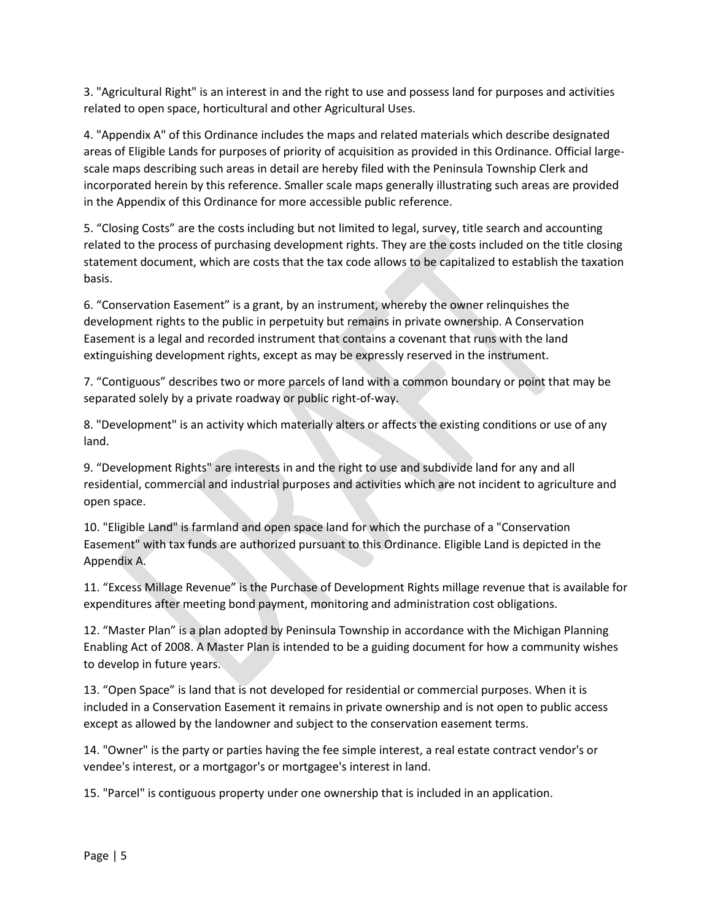3. "Agricultural Right" is an interest in and the right to use and possess land for purposes and activities related to open space, horticultural and other Agricultural Uses.

4. "Appendix A" of this Ordinance includes the maps and related materials which describe designated areas of Eligible Lands for purposes of priority of acquisition as provided in this Ordinance. Official large-scale maps describing such areas in detail are hereby filed with the Peninsula Township Clerk and incorporated herein by this reference. Smaller scale maps generally illustrating such areas are provided in the Appendix of this Ordinance for more accessible public reference.

5. “Closing Costs” are the costs including but not limited to legal, survey, title search and accounting related to the process of purchasing development rights. They are the costs included on the title closing statement document, which are costs that the tax code allows to be capitalized to establish the taxation basis.

6. “Conservation Easement” is a grant, by an instrument, whereby the owner relinquishes the development rights to the public in perpetuity but remains in private ownership. A Conservation Easement is a legal and recorded instrument that contains a covenant that runs with the land extinguishing development rights, except as may be expressly reserved in the instrument.

7. “Contiguous” describes two or more parcels of land with a common boundary or point that may be separated solely by a private roadway or public right-of-way.

8. "Development" is an activity which materially alters or affects the existing conditions or use of any land.

9. “Development Rights" are interests in and the right to use and subdivide land for any and all residential, commercial and industrial purposes and activities which are not incident to agriculture and open space.

10. "Eligible Land" is farmland and open space land for which the purchase of a "Conservation Easement" with tax funds are authorized pursuant to this Ordinance. Eligible Land is depicted in the Appendix A.

11. “Excess Millage Revenue” is the Purchase of Development Rights millage revenue that is available for expenditures after meeting bond payment, monitoring and administration cost obligations.

12. “Master Plan” is a plan adopted by Peninsula Township in accordance with the Michigan Planning Enabling Act of 2008. A Master Plan is intended to be a guiding document for how a community wishes to develop in future years.

13. “Open Space” is land that is not developed for residential or commercial purposes. When it is included in a Conservation Easement it remains in private ownership and is not open to public access except as allowed by the landowner and subject to the conservation easement terms.

14. "Owner" is the party or parties having the fee simple interest, a real estate contract vendor's or vendee's interest, or a mortgagor's or mortgagee's interest in land.

15. "Parcel" is contiguous property under one ownership that is included in an application.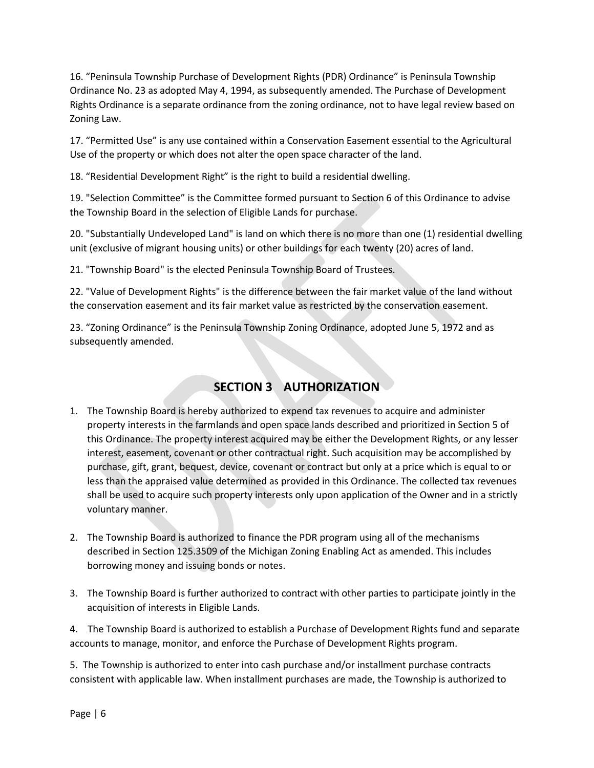16. “Peninsula Township Purchase of Development Rights (PDR) Ordinance” is Peninsula Township Ordinance No. 23 as adopted May 4, 1994, as subsequently amended. The Purchase of Development Rights Ordinance is a separate ordinance from the zoning ordinance, not to have legal review based on Zoning Law.

17. “Permitted Use” is any use contained within a Conservation Easement essential to the Agricultural Use of the property or which does not alter the open space character of the land.

18. “Residential Development Right” is the right to build a residential dwelling.

19. "Selection Committee” is the Committee formed pursuant to Section 6 of this Ordinance to advise the Township Board in the selection of Eligible Lands for purchase.

20. "Substantially Undeveloped Land" is land on which there is no more than one (1) residential dwelling unit (exclusive of migrant housing units) or other buildings for each twenty (20) acres of land.

21. "Township Board" is the elected Peninsula Township Board of Trustees.

22. "Value of Development Rights" is the difference between the fair market value of the land without the conservation easement and its fair market value as restricted by the conservation easement.

23. “Zoning Ordinance” is the Peninsula Township Zoning Ordinance, adopted June 5, 1972 and as subsequently amended.

## SECTION 3 AUTHORIZATION

1. The Township Board is hereby authorized to expend tax revenues to acquire and administer property interests in the farmlands and open space lands described and prioritized in Section 5 of this Ordinance. The property interest acquired may be either the Development Rights, or any lesser interest, easement, covenant or other contractual right. Such acquisition may be accomplished by purchase, gift, grant, bequest, device, covenant or contract but only at a price which is equal to or less than the appraised value determined as provided in this Ordinance. The collected tax revenues shall be used to acquire such property interests only upon application of the Owner and in a strictly voluntary manner.

2. The Township Board is authorized to finance the PDR program using all of the mechanisms described in Section 125.3509 of the Michigan Zoning Enabling Act as amended. This includes borrowing money and issuing bonds or notes.

3. The Township Board is further authorized to contract with other parties to participate jointly in the acquisition of interests in Eligible Lands.

4. The Township Board is authorized to establish a Purchase of Development Rights fund and separate accounts to manage, monitor, and enforce the Purchase of Development Rights program.

5. The Township is authorized to enter into cash purchase and/or installment purchase contracts consistent with applicable law. When installment purchases are made, the Township is authorized to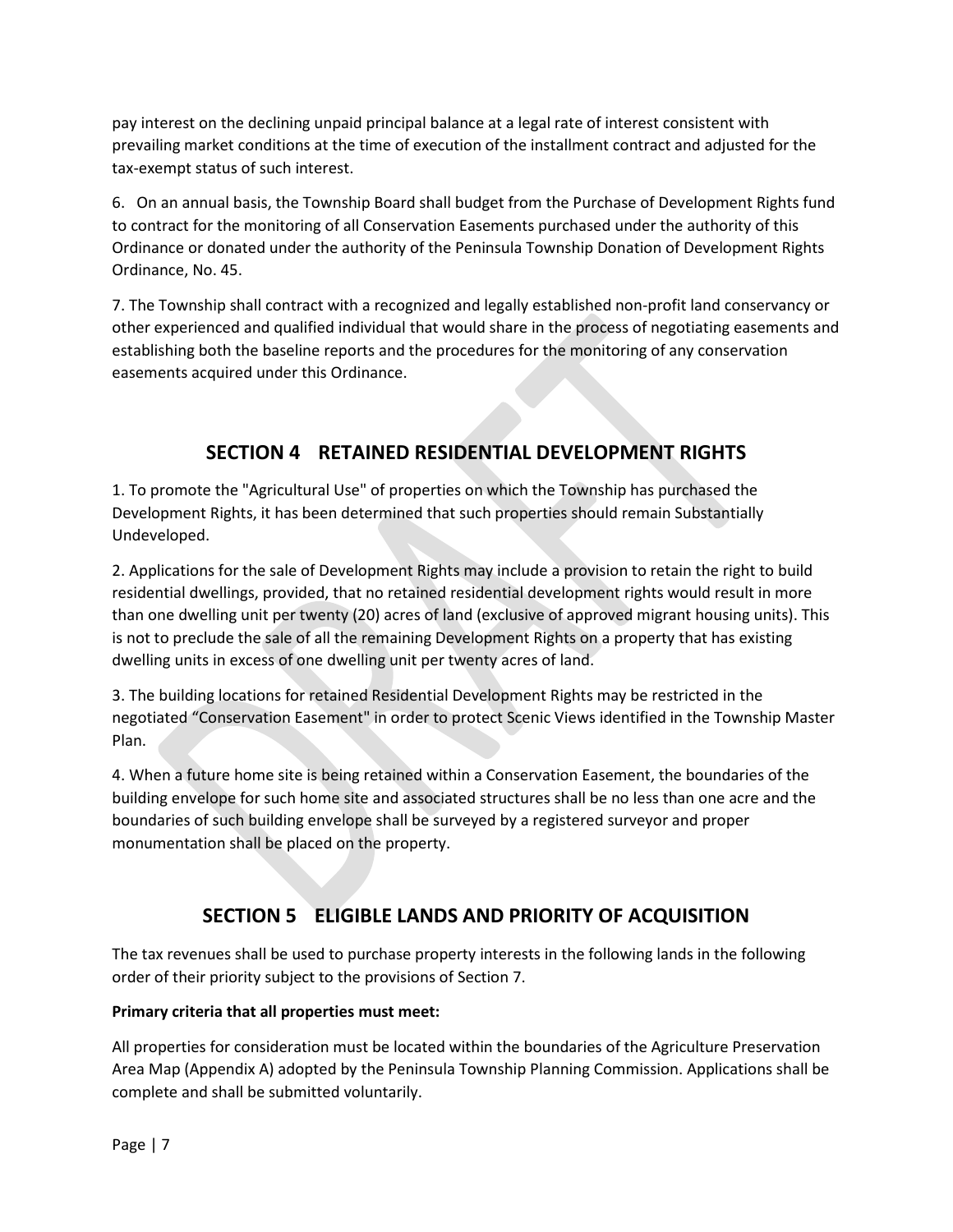pay interest on the declining unpaid principal balance at a legal rate of interest consistent with prevailing market conditions at the time of execution of the installment contract and adjusted for the tax-exempt status of such interest.

6. On an annual basis, the Township Board shall budget from the Purchase of Development Rights fund to contract for the monitoring of all Conservation Easements purchased under the authority of this Ordinance or donated under the authority of the Peninsula Township Donation of Development Rights Ordinance, No. 45.

7. The Township shall contract with a recognized and legally established non-profit land conservancy or other experienced and qualified individual that would share in the process of negotiating easements and establishing both the baseline reports and the procedures for the monitoring of any conservation easements acquired under this Ordinance.

## SECTION 4 RETAINED RESIDENTIAL DEVELOPMENT RIGHTS

1. To promote the "Agricultural Use" of properties on which the Township has purchased the Development Rights, it has been determined that such properties should remain Substantially Undeveloped.

2. Applications for the sale of Development Rights may include a provision to retain the right to build residential dwellings, provided, that no retained residential development rights would result in more than one dwelling unit per twenty (20) acres of land (exclusive of approved migrant housing units). This is not to preclude the sale of all the remaining Development Rights on a property that has existing dwelling units in excess of one dwelling unit per twenty acres of land.

3. The building locations for retained Residential Development Rights may be restricted in the negotiated "Conservation Easement" in order to protect Scenic Views identified in the Township Master Plan.

4. When a future home site is being retained within a Conservation Easement, the boundaries of the building envelope for such home site and associated structures shall be no less than one acre and the boundaries of such building envelope shall be surveyed by a registered surveyor and proper monumentation shall be placed on the property.

## SECTION 5 ELIGIBLE LANDS AND PRIORITY OF ACQUISITION

The tax revenues shall be used to purchase property interests in the following lands in the following order of their priority subject to the provisions of Section 7.

**Primary criteria that all properties must meet:**

All properties for consideration must be located within the boundaries of the Agriculture Preservation Area Map (Appendix A) adopted by the Peninsula Township Planning Commission. Applications shall be complete and shall be submitted voluntarily.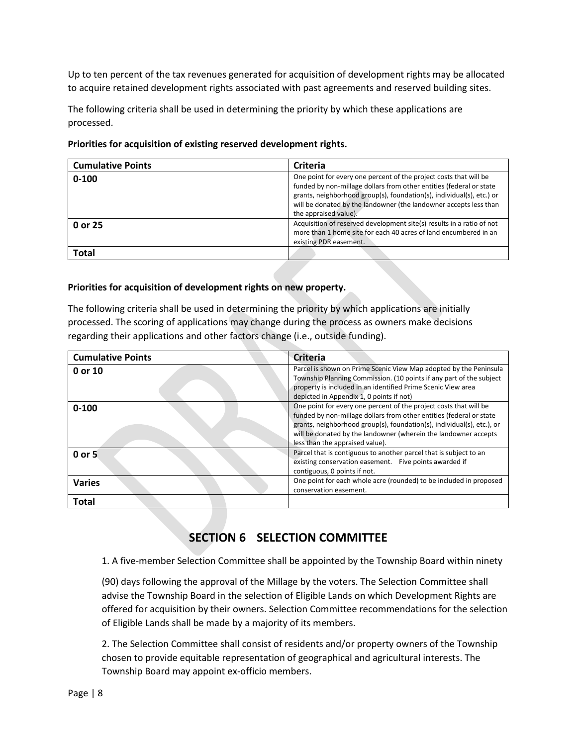Up to ten percent of the tax revenues generated for acquisition of development rights may be allocated to acquire retained development rights associated with past agreements and reserved building sites.

The following criteria shall be used in determining the priority by which these applications are processed.

**Priorities for acquisition of existing reserved development rights.**

| Cumulative Points | Criteria |
|---|---|
| **0-100** | One point for every one percent of the project costs that will be funded by non-millage dollars from other entities (federal or state grants, neighborhood group(s), foundation(s), individual(s), etc.) or will be donated by the landowner (the landowner accepts less than the appraised value). |
| **0 or 25** | Acquisition of reserved development site(s) results in a ratio of not more than 1 home site for each 40 acres of land encumbered in an existing PDR easement. |
| **Total** | |

**Priorities for acquisition of development rights on new property.**

The following criteria shall be used in determining the priority by which applications are initially processed. The scoring of applications may change during the process as owners make decisions regarding their applications and other factors change (i.e., outside funding).

| Cumulative Points | Criteria |
|---|---|
| **0 or 10** | Parcel is shown on Prime Scenic View Map adopted by the Peninsula Township Planning Commission. (10 points if any part of the subject property is included in an identified Prime Scenic View area depicted in Appendix 1, 0 points if not) |
| **0-100** | One point for every one percent of the project costs that will be funded by non-millage dollars from other entities (federal or state grants, neighborhood group(s), foundation(s), individual(s), etc.), or will be donated by the landowner (wherein the landowner accepts less than the appraised value). |
| **0 or 5** | Parcel that is contiguous to another parcel that is subject to an existing conservation easement. Five points awarded if contiguous, 0 points if not. |
| **Varies** | One point for each whole acre (rounded) to be included in proposed conservation easement. |
| **Total** | |

## SECTION 6 SELECTION COMMITTEE

1. A five-member Selection Committee shall be appointed by the Township Board within ninety (90) days following the approval of the Millage by the voters. The Selection Committee shall advise the Township Board in the selection of Eligible Lands on which Development Rights are offered for acquisition by their owners. Selection Committee recommendations for the selection of Eligible Lands shall be made by a majority of its members.

2. The Selection Committee shall consist of residents and/or property owners of the Township chosen to provide equitable representation of geographical and agricultural interests. The Township Board may appoint ex-officio members.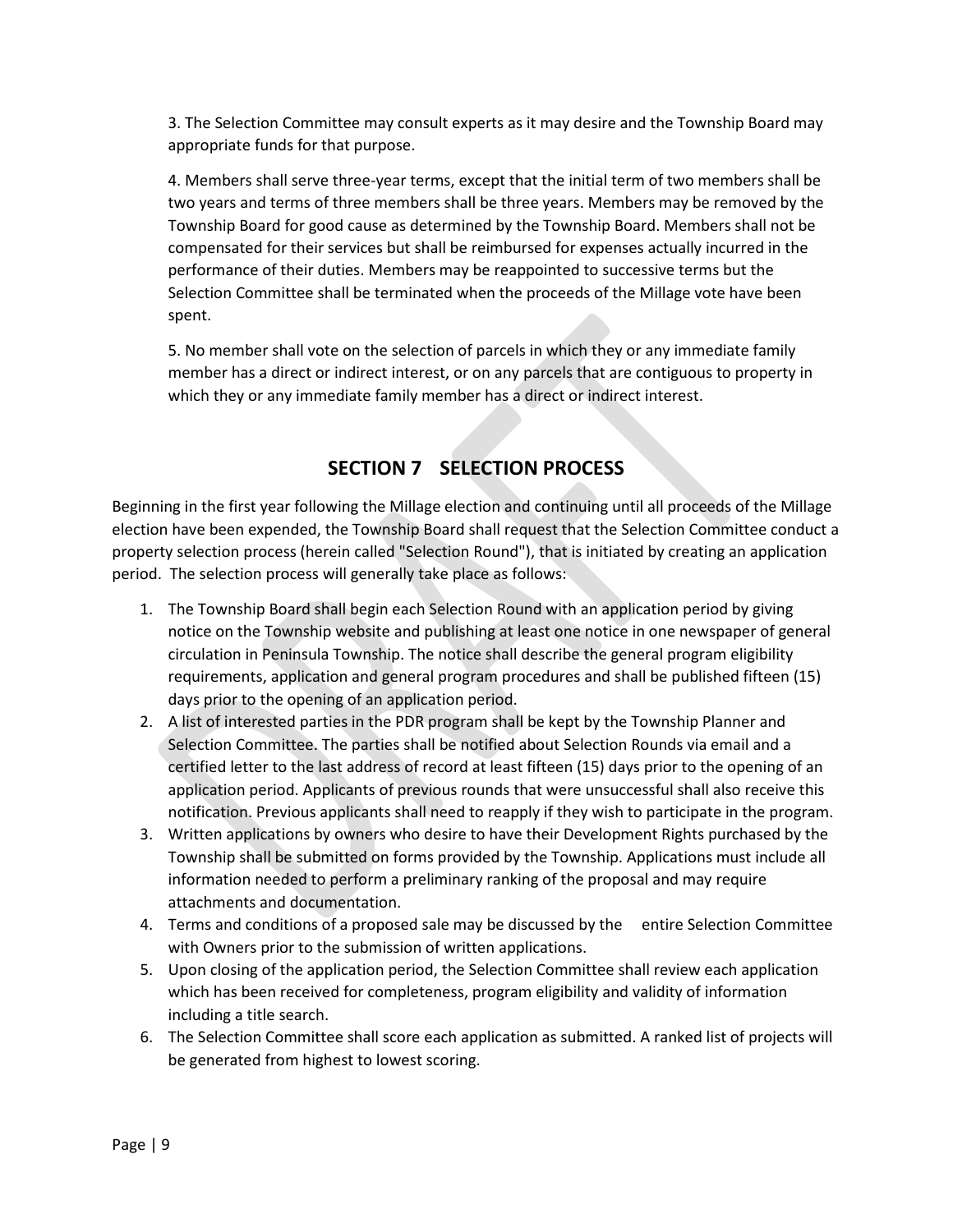3. The Selection Committee may consult experts as it may desire and the Township Board may appropriate funds for that purpose.

4. Members shall serve three-year terms, except that the initial term of two members shall be two years and terms of three members shall be three years. Members may be removed by the Township Board for good cause as determined by the Township Board. Members shall not be compensated for their services but shall be reimbursed for expenses actually incurred in the performance of their duties. Members may be reappointed to successive terms but the Selection Committee shall be terminated when the proceeds of the Millage vote have been spent.

5. No member shall vote on the selection of parcels in which they or any immediate family member has a direct or indirect interest, or on any parcels that are contiguous to property in which they or any immediate family member has a direct or indirect interest.

## SECTION 7 SELECTION PROCESS

Beginning in the first year following the Millage election and continuing until all proceeds of the Millage election have been expended, the Township Board shall request that the Selection Committee conduct a property selection process (herein called "Selection Round"), that is initiated by creating an application period. The selection process will generally take place as follows:

1. The Township Board shall begin each Selection Round with an application period by giving notice on the Township website and publishing at least one notice in one newspaper of general circulation in Peninsula Township. The notice shall describe the general program eligibility requirements, application and general program procedures and shall be published fifteen (15) days prior to the opening of an application period.
2. A list of interested parties in the PDR program shall be kept by the Township Planner and Selection Committee. The parties shall be notified about Selection Rounds via email and a certified letter to the last address of record at least fifteen (15) days prior to the opening of an application period. Applicants of previous rounds that were unsuccessful shall also receive this notification. Previous applicants shall need to reapply if they wish to participate in the program.
3. Written applications by owners who desire to have their Development Rights purchased by the Township shall be submitted on forms provided by the Township. Applications must include all information needed to perform a preliminary ranking of the proposal and may require attachments and documentation.
4. Terms and conditions of a proposed sale may be discussed by the entire Selection Committee with Owners prior to the submission of written applications.
5. Upon closing of the application period, the Selection Committee shall review each application which has been received for completeness, program eligibility and validity of information including a title search.
6. The Selection Committee shall score each application as submitted. A ranked list of projects will be generated from highest to lowest scoring.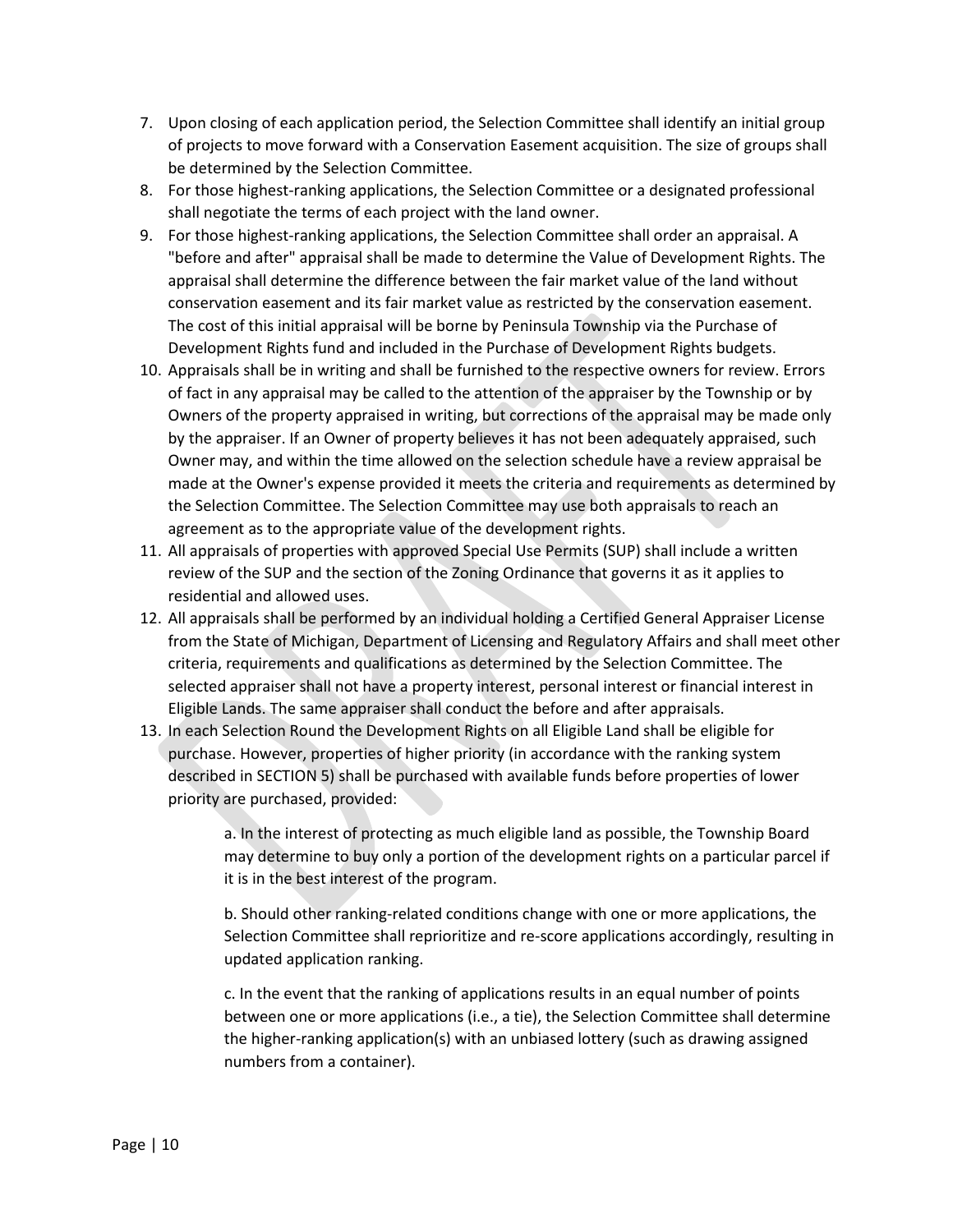7. Upon closing of each application period, the Selection Committee shall identify an initial group of projects to move forward with a Conservation Easement acquisition. The size of groups shall be determined by the Selection Committee.
8. For those highest-ranking applications, the Selection Committee or a designated professional shall negotiate the terms of each project with the land owner.
9. For those highest-ranking applications, the Selection Committee shall order an appraisal. A "before and after" appraisal shall be made to determine the Value of Development Rights. The appraisal shall determine the difference between the fair market value of the land without conservation easement and its fair market value as restricted by the conservation easement. The cost of this initial appraisal will be borne by Peninsula Township via the Purchase of Development Rights fund and included in the Purchase of Development Rights budgets.
10. Appraisals shall be in writing and shall be furnished to the respective owners for review. Errors of fact in any appraisal may be called to the attention of the appraiser by the Township or by Owners of the property appraised in writing, but corrections of the appraisal may be made only by the appraiser. If an Owner of property believes it has not been adequately appraised, such Owner may, and within the time allowed on the selection schedule have a review appraisal be made at the Owner's expense provided it meets the criteria and requirements as determined by the Selection Committee. The Selection Committee may use both appraisals to reach an agreement as to the appropriate value of the development rights.
11. All appraisals of properties with approved Special Use Permits (SUP) shall include a written review of the SUP and the section of the Zoning Ordinance that governs it as it applies to residential and allowed uses.
12. All appraisals shall be performed by an individual holding a Certified General Appraiser License from the State of Michigan, Department of Licensing and Regulatory Affairs and shall meet other criteria, requirements and qualifications as determined by the Selection Committee. The selected appraiser shall not have a property interest, personal interest or financial interest in Eligible Lands. The same appraiser shall conduct the before and after appraisals.
13. In each Selection Round the Development Rights on all Eligible Land shall be eligible for purchase. However, properties of higher priority (in accordance with the ranking system described in SECTION 5) shall be purchased with available funds before properties of lower priority are purchased, provided:

    a. In the interest of protecting as much eligible land as possible, the Township Board may determine to buy only a portion of the development rights on a particular parcel if it is in the best interest of the program.

    b. Should other ranking-related conditions change with one or more applications, the Selection Committee shall reprioritize and re-score applications accordingly, resulting in updated application ranking.

    c. In the event that the ranking of applications results in an equal number of points between one or more applications (i.e., a tie), the Selection Committee shall determine the higher-ranking application(s) with an unbiased lottery (such as drawing assigned numbers from a container).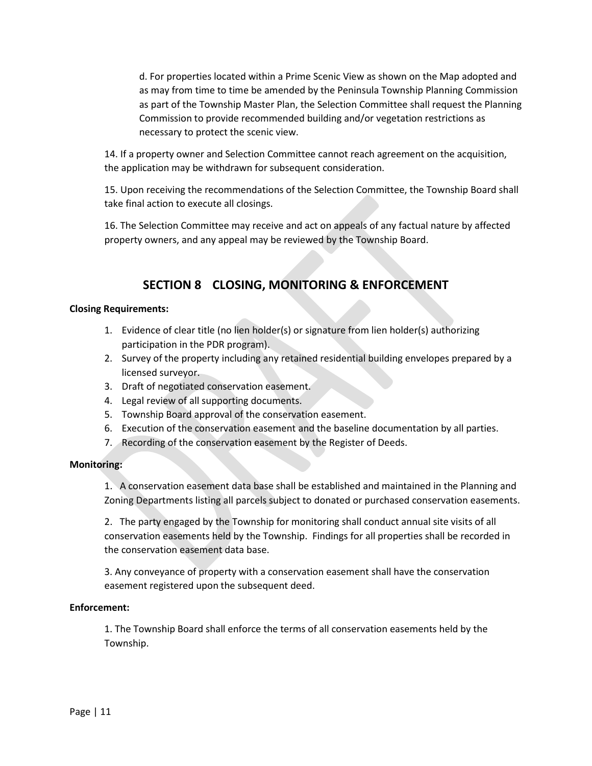d. For properties located within a Prime Scenic View as shown on the Map adopted and as may from time to time be amended by the Peninsula Township Planning Commission as part of the Township Master Plan, the Selection Committee shall request the Planning Commission to provide recommended building and/or vegetation restrictions as necessary to protect the scenic view.

14. If a property owner and Selection Committee cannot reach agreement on the acquisition, the application may be withdrawn for subsequent consideration.

15. Upon receiving the recommendations of the Selection Committee, the Township Board shall take final action to execute all closings.

16. The Selection Committee may receive and act on appeals of any factual nature by affected property owners, and any appeal may be reviewed by the Township Board.

## SECTION 8 CLOSING, MONITORING & ENFORCEMENT

**Closing Requirements:**

1. Evidence of clear title (no lien holder(s) or signature from lien holder(s) authorizing participation in the PDR program).
2. Survey of the property including any retained residential building envelopes prepared by a licensed surveyor.
3. Draft of negotiated conservation easement.
4. Legal review of all supporting documents.
5. Township Board approval of the conservation easement.
6. Execution of the conservation easement and the baseline documentation by all parties.
7. Recording of the conservation easement by the Register of Deeds.

**Monitoring:**

1. A conservation easement data base shall be established and maintained in the Planning and Zoning Departments listing all parcels subject to donated or purchased conservation easements.

2. The party engaged by the Township for monitoring shall conduct annual site visits of all conservation easements held by the Township. Findings for all properties shall be recorded in the conservation easement data base.

3. Any conveyance of property with a conservation easement shall have the conservation easement registered upon the subsequent deed.

**Enforcement:**

1. The Township Board shall enforce the terms of all conservation easements held by the Township.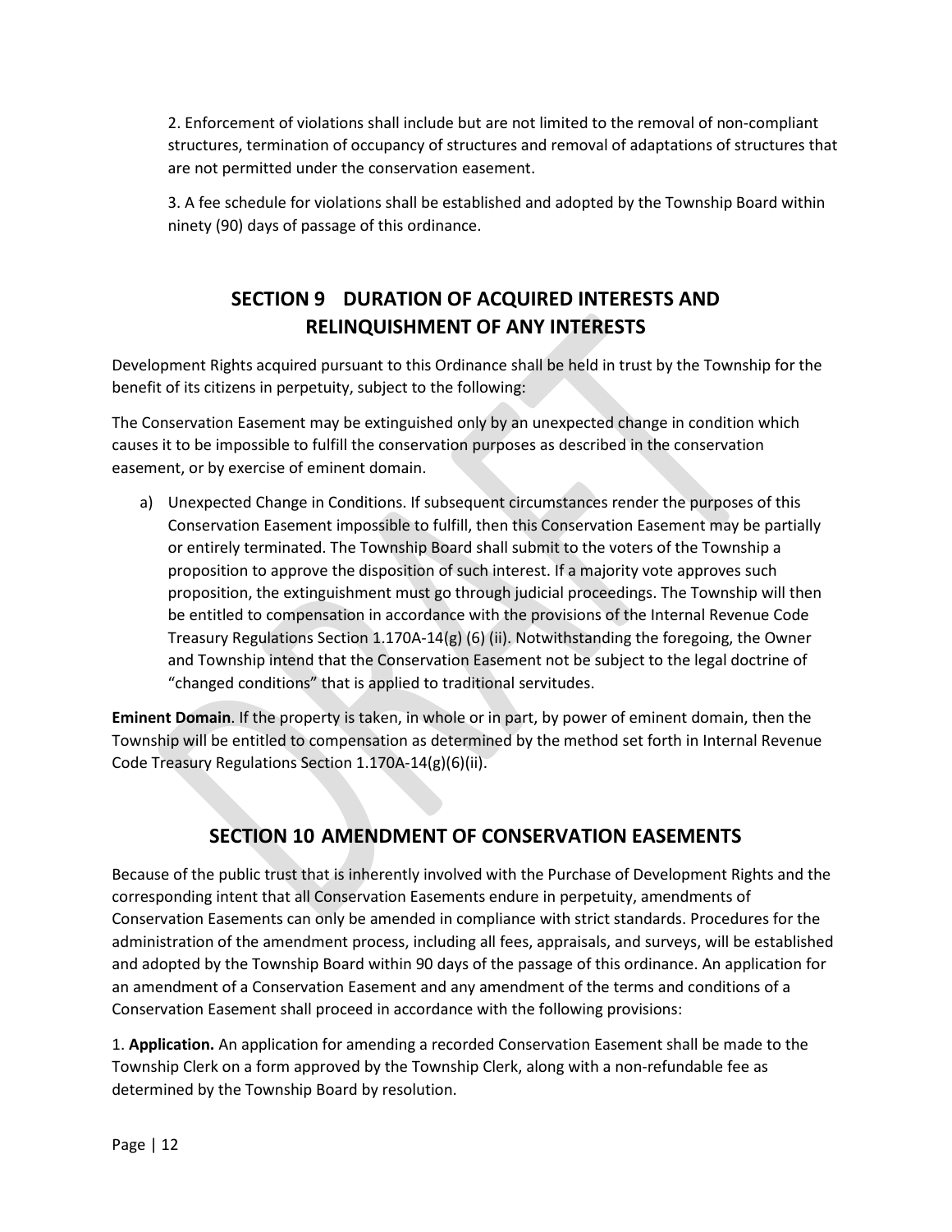2. Enforcement of violations shall include but are not limited to the removal of non-compliant structures, termination of occupancy of structures and removal of adaptations of structures that are not permitted under the conservation easement.

3. A fee schedule for violations shall be established and adopted by the Township Board within ninety (90) days of passage of this ordinance.

## SECTION 9 DURATION OF ACQUIRED INTERESTS AND RELINQUISHMENT OF ANY INTERESTS

Development Rights acquired pursuant to this Ordinance shall be held in trust by the Township for the benefit of its citizens in perpetuity, subject to the following:

The Conservation Easement may be extinguished only by an unexpected change in condition which causes it to be impossible to fulfill the conservation purposes as described in the conservation easement, or by exercise of eminent domain.

a) Unexpected Change in Conditions. If subsequent circumstances render the purposes of this Conservation Easement impossible to fulfill, then this Conservation Easement may be partially or entirely terminated. The Township Board shall submit to the voters of the Township a proposition to approve the disposition of such interest. If a majority vote approves such proposition, the extinguishment must go through judicial proceedings. The Township will then be entitled to compensation in accordance with the provisions of the Internal Revenue Code Treasury Regulations Section 1.170A-14(g) (6) (ii). Notwithstanding the foregoing, the Owner and Township intend that the Conservation Easement not be subject to the legal doctrine of "changed conditions" that is applied to traditional servitudes.

**Eminent Domain**. If the property is taken, in whole or in part, by power of eminent domain, then the Township will be entitled to compensation as determined by the method set forth in Internal Revenue Code Treasury Regulations Section 1.170A-14(g)(6)(ii).

## SECTION 10 AMENDMENT OF CONSERVATION EASEMENTS

Because of the public trust that is inherently involved with the Purchase of Development Rights and the corresponding intent that all Conservation Easements endure in perpetuity, amendments of Conservation Easements can only be amended in compliance with strict standards. Procedures for the administration of the amendment process, including all fees, appraisals, and surveys, will be established and adopted by the Township Board within 90 days of the passage of this ordinance. An application for an amendment of a Conservation Easement and any amendment of the terms and conditions of a Conservation Easement shall proceed in accordance with the following provisions:

1. **Application.** An application for amending a recorded Conservation Easement shall be made to the Township Clerk on a form approved by the Township Clerk, along with a non-refundable fee as determined by the Township Board by resolution.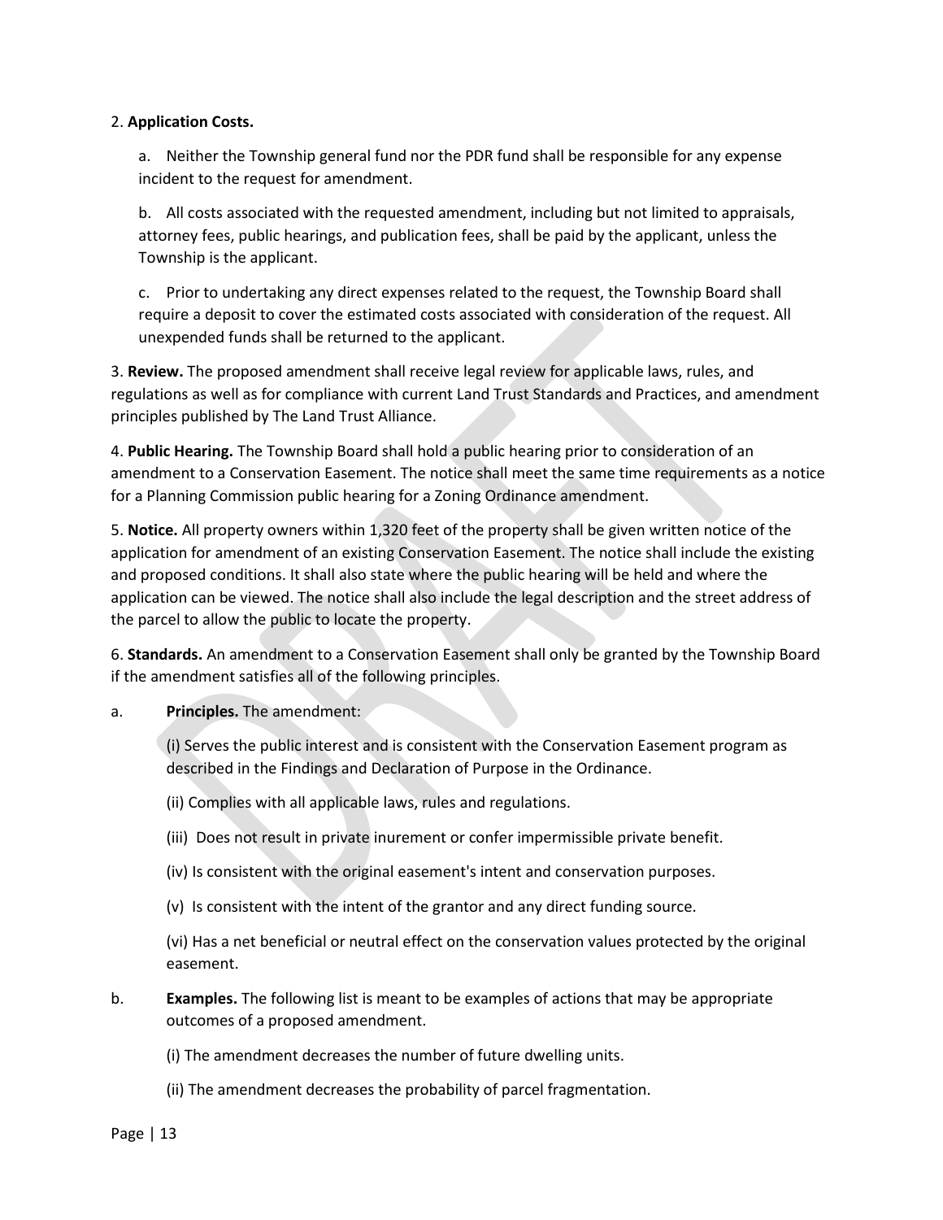2. **Application Costs.**

a. Neither the Township general fund nor the PDR fund shall be responsible for any expense incident to the request for amendment.

b. All costs associated with the requested amendment, including but not limited to appraisals, attorney fees, public hearings, and publication fees, shall be paid by the applicant, unless the Township is the applicant.

c. Prior to undertaking any direct expenses related to the request, the Township Board shall require a deposit to cover the estimated costs associated with consideration of the request. All unexpended funds shall be returned to the applicant.

3. **Review.** The proposed amendment shall receive legal review for applicable laws, rules, and regulations as well as for compliance with current Land Trust Standards and Practices, and amendment principles published by The Land Trust Alliance.

4. **Public Hearing.** The Township Board shall hold a public hearing prior to consideration of an amendment to a Conservation Easement. The notice shall meet the same time requirements as a notice for a Planning Commission public hearing for a Zoning Ordinance amendment.

5. **Notice.** All property owners within 1,320 feet of the property shall be given written notice of the application for amendment of an existing Conservation Easement. The notice shall include the existing and proposed conditions. It shall also state where the public hearing will be held and where the application can be viewed. The notice shall also include the legal description and the street address of the parcel to allow the public to locate the property.

6. **Standards.** An amendment to a Conservation Easement shall only be granted by the Township Board if the amendment satisfies all of the following principles.

a. **Principles.** The amendment:

(i) Serves the public interest and is consistent with the Conservation Easement program as described in the Findings and Declaration of Purpose in the Ordinance.

(ii) Complies with all applicable laws, rules and regulations.

(iii) Does not result in private inurement or confer impermissible private benefit.

(iv) Is consistent with the original easement's intent and conservation purposes.

(v) Is consistent with the intent of the grantor and any direct funding source.

(vi) Has a net beneficial or neutral effect on the conservation values protected by the original easement.

b. **Examples.** The following list is meant to be examples of actions that may be appropriate outcomes of a proposed amendment.

(i) The amendment decreases the number of future dwelling units.

(ii) The amendment decreases the probability of parcel fragmentation.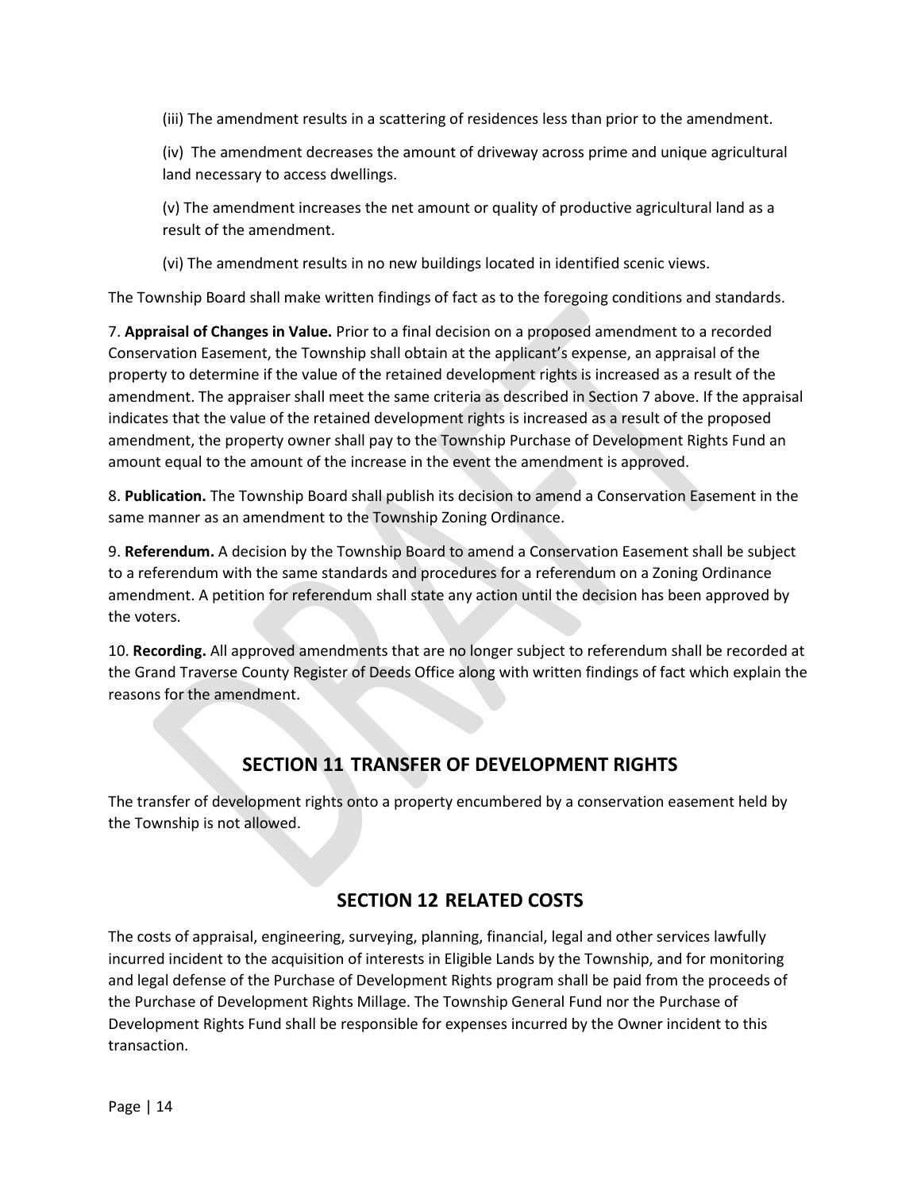(iii) The amendment results in a scattering of residences less than prior to the amendment.

(iv) The amendment decreases the amount of driveway across prime and unique agricultural land necessary to access dwellings.

(v) The amendment increases the net amount or quality of productive agricultural land as a result of the amendment.

(vi) The amendment results in no new buildings located in identified scenic views.

The Township Board shall make written findings of fact as to the foregoing conditions and standards.

7. **Appraisal of Changes in Value.** Prior to a final decision on a proposed amendment to a recorded Conservation Easement, the Township shall obtain at the applicant's expense, an appraisal of the property to determine if the value of the retained development rights is increased as a result of the amendment. The appraiser shall meet the same criteria as described in Section 7 above. If the appraisal indicates that the value of the retained development rights is increased as a result of the proposed amendment, the property owner shall pay to the Township Purchase of Development Rights Fund an amount equal to the amount of the increase in the event the amendment is approved.

8. **Publication.** The Township Board shall publish its decision to amend a Conservation Easement in the same manner as an amendment to the Township Zoning Ordinance.

9. **Referendum.** A decision by the Township Board to amend a Conservation Easement shall be subject to a referendum with the same standards and procedures for a referendum on a Zoning Ordinance amendment. A petition for referendum shall state any action until the decision has been approved by the voters.

10. **Recording.** All approved amendments that are no longer subject to referendum shall be recorded at the Grand Traverse County Register of Deeds Office along with written findings of fact which explain the reasons for the amendment.

## SECTION 11 TRANSFER OF DEVELOPMENT RIGHTS

The transfer of development rights onto a property encumbered by a conservation easement held by the Township is not allowed.

## SECTION 12 RELATED COSTS

The costs of appraisal, engineering, surveying, planning, financial, legal and other services lawfully incurred incident to the acquisition of interests in Eligible Lands by the Township, and for monitoring and legal defense of the Purchase of Development Rights program shall be paid from the proceeds of the Purchase of Development Rights Millage. The Township General Fund nor the Purchase of Development Rights Fund shall be responsible for expenses incurred by the Owner incident to this transaction.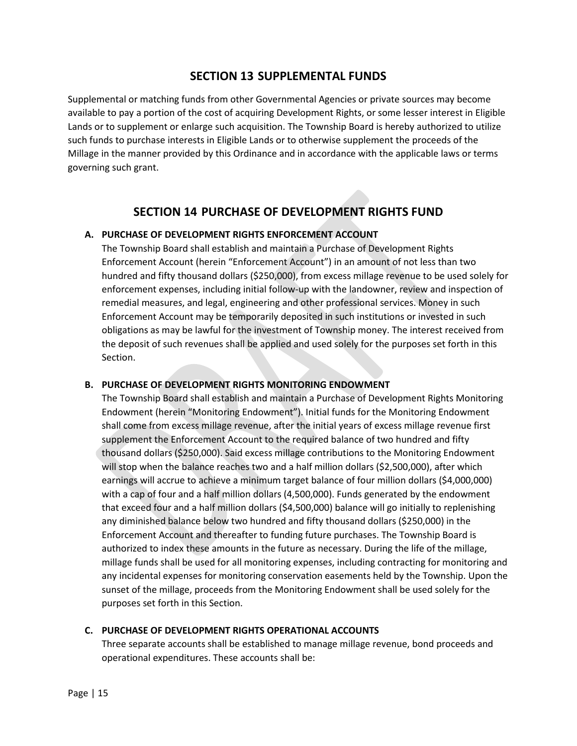## SECTION 13 SUPPLEMENTAL FUNDS

Supplemental or matching funds from other Governmental Agencies or private sources may become available to pay a portion of the cost of acquiring Development Rights, or some lesser interest in Eligible Lands or to supplement or enlarge such acquisition. The Township Board is hereby authorized to utilize such funds to purchase interests in Eligible Lands or to otherwise supplement the proceeds of the Millage in the manner provided by this Ordinance and in accordance with the applicable laws or terms governing such grant.

## SECTION 14 PURCHASE OF DEVELOPMENT RIGHTS FUND

**A. PURCHASE OF DEVELOPMENT RIGHTS ENFORCEMENT ACCOUNT**

The Township Board shall establish and maintain a Purchase of Development Rights Enforcement Account (herein "Enforcement Account") in an amount of not less than two hundred and fifty thousand dollars ($250,000), from excess millage revenue to be used solely for enforcement expenses, including initial follow-up with the landowner, review and inspection of remedial measures, and legal, engineering and other professional services. Money in such Enforcement Account may be temporarily deposited in such institutions or invested in such obligations as may be lawful for the investment of Township money. The interest received from the deposit of such revenues shall be applied and used solely for the purposes set forth in this Section.

**B. PURCHASE OF DEVELOPMENT RIGHTS MONITORING ENDOWMENT**

The Township Board shall establish and maintain a Purchase of Development Rights Monitoring Endowment (herein "Monitoring Endowment"). Initial funds for the Monitoring Endowment shall come from excess millage revenue, after the initial years of excess millage revenue first supplement the Enforcement Account to the required balance of two hundred and fifty thousand dollars ($250,000). Said excess millage contributions to the Monitoring Endowment will stop when the balance reaches two and a half million dollars ($2,500,000), after which earnings will accrue to achieve a minimum target balance of four million dollars ($4,000,000) with a cap of four and a half million dollars (4,500,000). Funds generated by the endowment that exceed four and a half million dollars ($4,500,000) balance will go initially to replenishing any diminished balance below two hundred and fifty thousand dollars ($250,000) in the Enforcement Account and thereafter to funding future purchases. The Township Board is authorized to index these amounts in the future as necessary. During the life of the millage, millage funds shall be used for all monitoring expenses, including contracting for monitoring and any incidental expenses for monitoring conservation easements held by the Township. Upon the sunset of the millage, proceeds from the Monitoring Endowment shall be used solely for the purposes set forth in this Section.

**C. PURCHASE OF DEVELOPMENT RIGHTS OPERATIONAL ACCOUNTS**

Three separate accounts shall be established to manage millage revenue, bond proceeds and operational expenditures. These accounts shall be: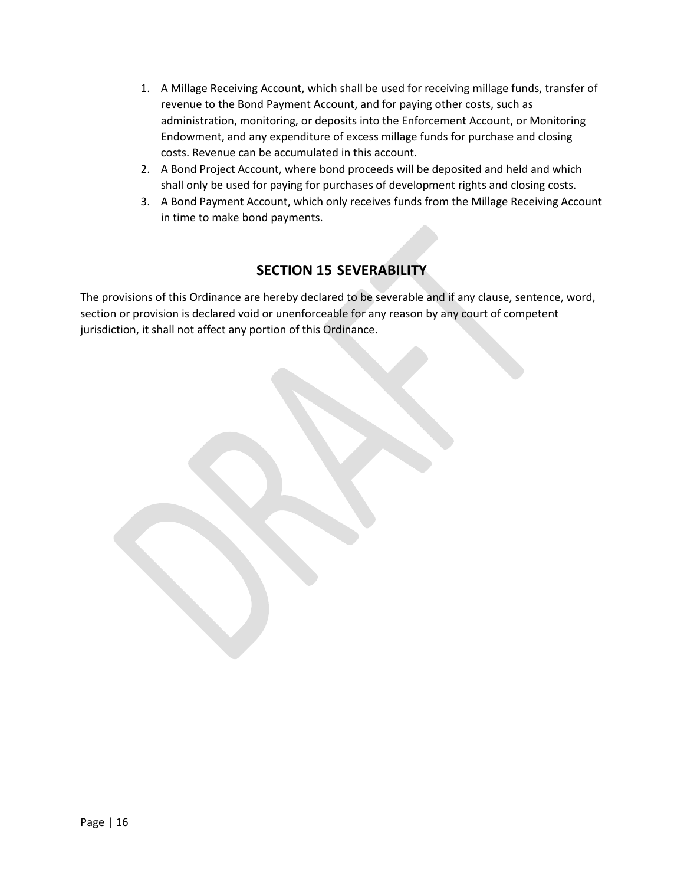1. A Millage Receiving Account, which shall be used for receiving millage funds, transfer of revenue to the Bond Payment Account, and for paying other costs, such as administration, monitoring, or deposits into the Enforcement Account, or Monitoring Endowment, and any expenditure of excess millage funds for purchase and closing costs. Revenue can be accumulated in this account.
2. A Bond Project Account, where bond proceeds will be deposited and held and which shall only be used for paying for purchases of development rights and closing costs.
3. A Bond Payment Account, which only receives funds from the Millage Receiving Account in time to make bond payments.

## SECTION 15 SEVERABILITY

The provisions of this Ordinance are hereby declared to be severable and if any clause, sentence, word, section or provision is declared void or unenforceable for any reason by any court of competent jurisdiction, it shall not affect any portion of this Ordinance.